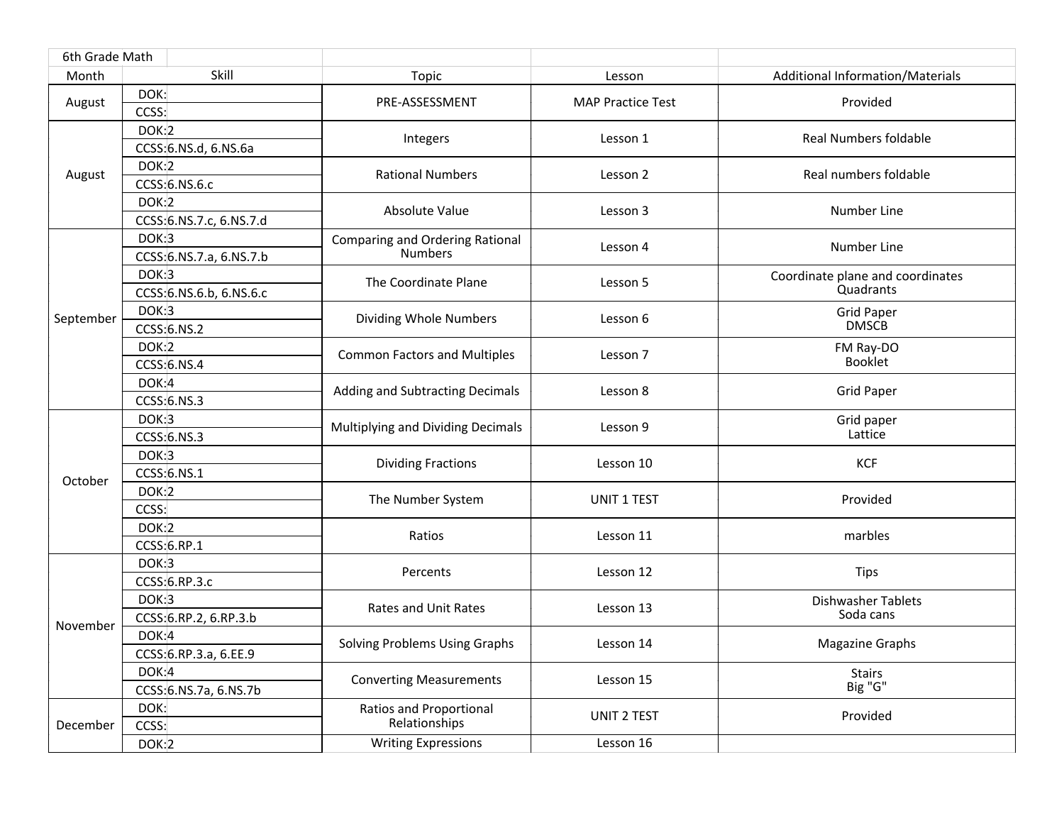| 6th Grade Math | | | | |
|---|---|---|---|---|
| Month | Skill | Topic | Lesson | Additional Information/Materials |
| August | DOK: | PRE-ASSESSMENT | MAP Practice Test | Provided |
| | CCSS: | | | |
| August | DOK:2 | Integers | Lesson 1 | Real Numbers foldable |
| | CCSS:6.NS.d, 6.NS.6a | | | |
| | DOK:2 | Rational Numbers | Lesson 2 | Real numbers foldable |
| | CCSS:6.NS.6.c | | | |
| | DOK:2 | Absolute Value | Lesson 3 | Number Line |
| | CCSS:6.NS.7.c, 6.NS.7.d | | | |
| September | DOK:3 | Comparing and Ordering Rational Numbers | Lesson 4 | Number Line |
| | CCSS:6.NS.7.a, 6.NS.7.b | | | |
| | DOK:3 | The Coordinate Plane | Lesson 5 | Coordinate plane and coordinates<br>Quadrants |
| | CCSS:6.NS.6.b, 6.NS.6.c | | | |
| | DOK:3 | Dividing Whole Numbers | Lesson 6 | Grid Paper<br>DMSCB |
| | CCSS:6.NS.2 | | | |
| | DOK:2 | Common Factors and Multiples | Lesson 7 | FM Ray-DO<br>Booklet |
| | CCSS:6.NS.4 | | | |
| | DOK:4 | Adding and Subtracting Decimals | Lesson 8 | Grid Paper |
| | CCSS:6.NS.3 | | | |
| October | DOK:3 | Multiplying and Dividing Decimals | Lesson 9 | Grid paper<br>Lattice |
| | CCSS:6.NS.3 | | | |
| | DOK:3 | Dividing Fractions | Lesson 10 | KCF |
| | CCSS:6.NS.1 | | | |
| | DOK:2 | The Number System | UNIT 1 TEST | Provided |
| | CCSS: | | | |
| | DOK:2 | Ratios | Lesson 11 | marbles |
| | CCSS:6.RP.1 | | | |
| November | DOK:3 | Percents | Lesson 12 | Tips |
| | CCSS:6.RP.3.c | | | |
| | DOK:3 | Rates and Unit Rates | Lesson 13 | Dishwasher Tablets<br>Soda cans |
| | CCSS:6.RP.2, 6.RP.3.b | | | |
| | DOK:4 | Solving Problems Using Graphs | Lesson 14 | Magazine Graphs |
| | CCSS:6.RP.3.a, 6.EE.9 | | | |
| | DOK:4 | Converting Measurements | Lesson 15 | Stairs<br>Big "G" |
| | CCSS:6.NS.7a, 6.NS.7b | | | |
| December | DOK: | Ratios and Proportional Relationships | UNIT 2 TEST | Provided |
| | CCSS: | | | |
| | DOK:2 | Writing Expressions | Lesson 16 | |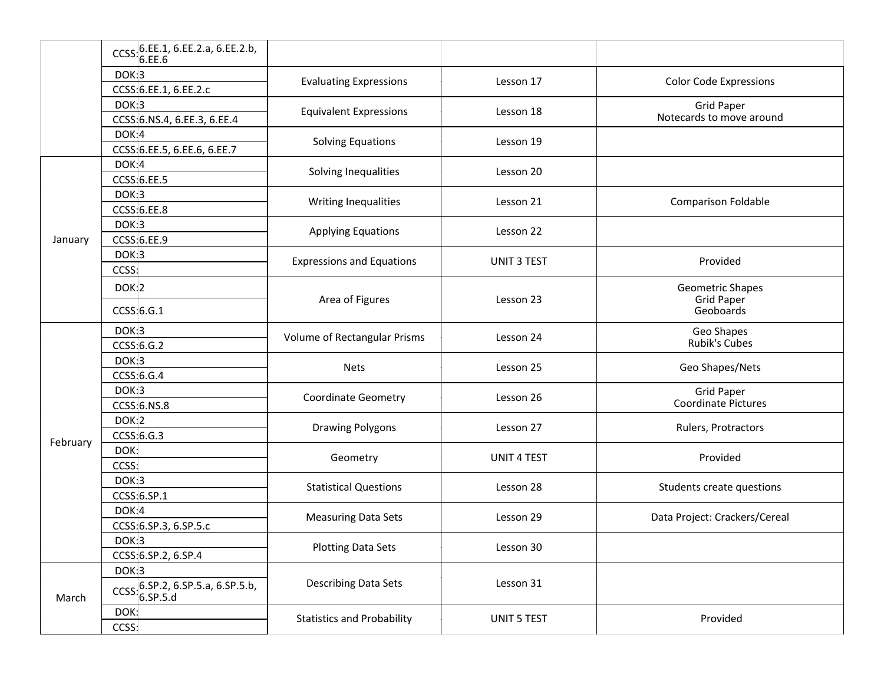| Month | DOK / CCSS | Topic | Lesson | Materials |
|---|---|---|---|---|
| | CCSS: 6.EE.1, 6.EE.2.a, 6.EE.2.b, 6.EE.6 | | | |
| | DOK: 3<br>CCSS: 6.EE.1, 6.EE.2.c | Evaluating Expressions | Lesson 17 | Color Code Expressions |
| | DOK: 3<br>CCSS: 6.NS.4, 6.EE.3, 6.EE.4 | Equivalent Expressions | Lesson 18 | Grid Paper<br>Notecards to move around |
| | DOK: 4<br>CCSS: 6.EE.5, 6.EE.6, 6.EE.7 | Solving Equations | Lesson 19 | |
| January | DOK: 4<br>CCSS: 6.EE.5 | Solving Inequalities | Lesson 20 | |
| | DOK: 3<br>CCSS: 6.EE.8 | Writing Inequalities | Lesson 21 | Comparison Foldable |
| | DOK: 3<br>CCSS: 6.EE.9 | Applying Equations | Lesson 22 | |
| | DOK: 3<br>CCSS: | Expressions and Equations | UNIT 3 TEST | Provided |
| | DOK: 2<br>CCSS: 6.G.1 | Area of Figures | Lesson 23 | Geometric Shapes<br>Grid Paper<br>Geoboards |
| February | DOK: 3<br>CCSS: 6.G.2 | Volume of Rectangular Prisms | Lesson 24 | Geo Shapes<br>Rubik's Cubes |
| | DOK: 3<br>CCSS: 6.G.4 | Nets | Lesson 25 | Geo Shapes/Nets |
| | DOK: 3<br>CCSS: 6.NS.8 | Coordinate Geometry | Lesson 26 | Grid Paper<br>Coordinate Pictures |
| | DOK: 2<br>CCSS: 6.G.3 | Drawing Polygons | Lesson 27 | Rulers, Protractors |
| | DOK:<br>CCSS: | Geometry | UNIT 4 TEST | Provided |
| | DOK: 3<br>CCSS: 6.SP.1 | Statistical Questions | Lesson 28 | Students create questions |
| | DOK: 4<br>CCSS: 6.SP.3, 6.SP.5.c | Measuring Data Sets | Lesson 29 | Data Project: Crackers/Cereal |
| | DOK: 3<br>CCSS: 6.SP.2, 6.SP.4 | Plotting Data Sets | Lesson 30 | |
| March | DOK: 3<br>CCSS: 6.SP.2, 6.SP.5.a, 6.SP.5.b, 6.SP.5.d | Describing Data Sets | Lesson 31 | |
| | DOK:<br>CCSS: | Statistics and Probability | UNIT 5 TEST | Provided |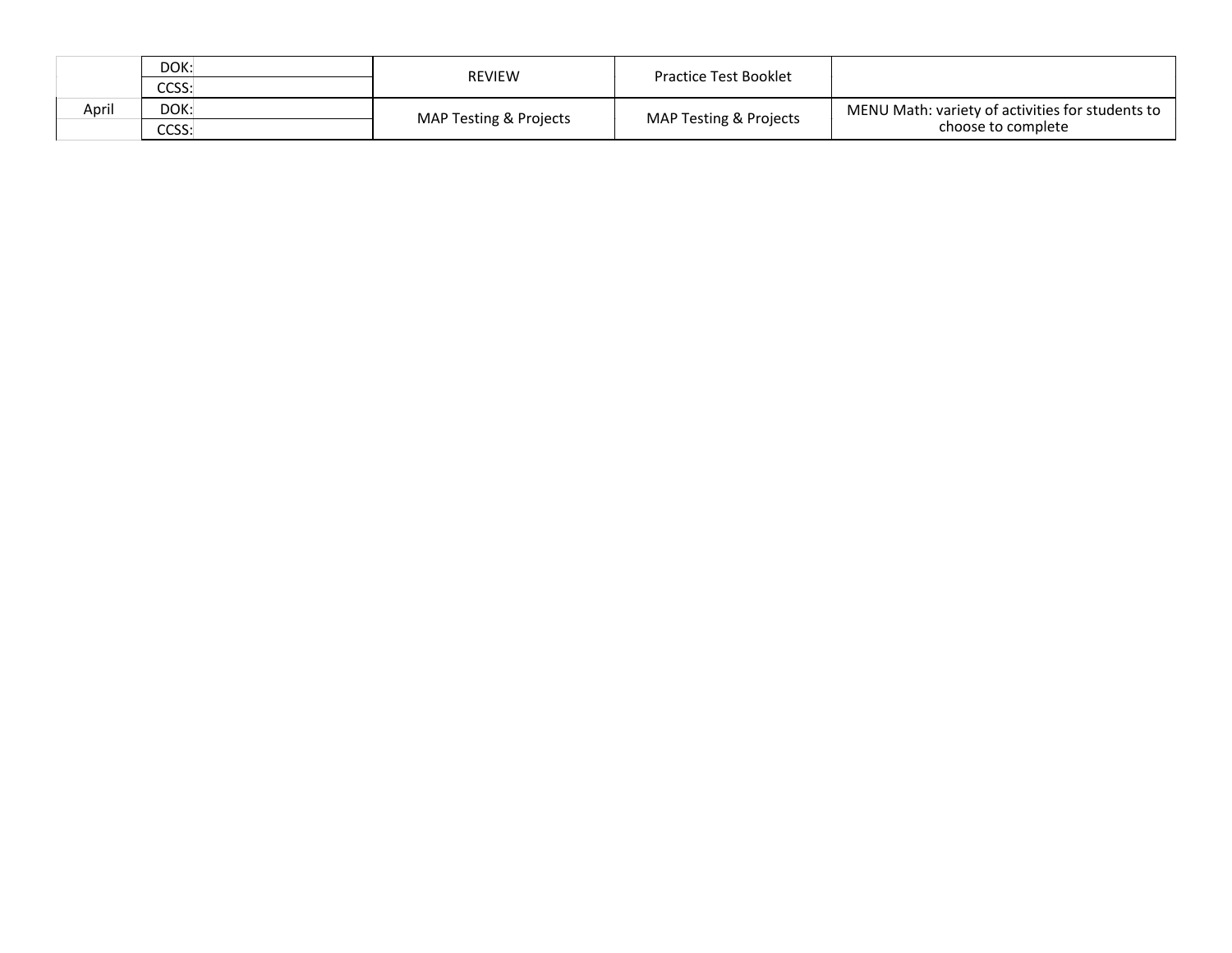| | | | | | |
|---|---|---|---|---|---|
| | DOK: | | REVIEW | Practice Test Booklet | |
| | CCSS: | | | | |
| April | DOK: | | MAP Testing & Projects | MAP Testing & Projects | MENU Math: variety of activities for students to choose to complete |
| | CCSS: | | | | |